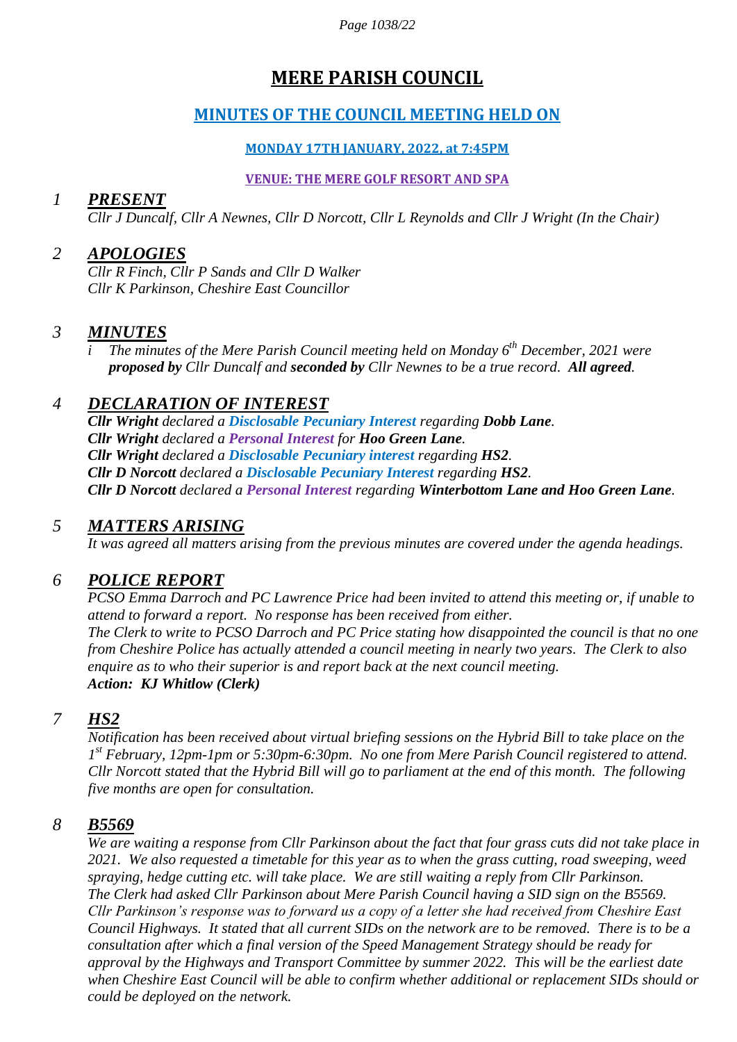# MERE PARISH COUNCIL

## MINUTES OF THE COUNCIL MEETING HELD ON

### MONDAY 17TH JANUARY, 2022, at 7:45PM

### VENUE: THE MERE GOLF RESORT AND SPA

## 1 PRESENT

*Cllr J Duncalf, Cllr A Newnes, Cllr D Norcott, Cllr L Reynolds and Cllr J Wright (In the Chair)*

## 2 APOLOGIES

*Cllr R Finch, Cllr P Sands and Cllr D Walker*
*Cllr K Parkinson, Cheshire East Councillor*

## 3 MINUTES

*i The minutes of the Mere Parish Council meeting held on Monday 6th December, 2021 were **proposed by** Cllr Duncalf and **seconded by** Cllr Newnes to be a true record. **All agreed**.*

## 4 DECLARATION OF INTEREST

***Cllr Wright** declared a **Disclosable Pecuniary Interest** regarding **Dobb Lane**.*
***Cllr Wright** declared a **Personal Interest** for **Hoo Green Lane**.*
***Cllr Wright** declared a **Disclosable Pecuniary interest** regarding **HS2**.*
***Cllr D Norcott** declared a **Disclosable Pecuniary Interest** regarding **HS2**.*
***Cllr D Norcott** declared a **Personal Interest** regarding **Winterbottom Lane and Hoo Green Lane**.*

## 5 MATTERS ARISING

*It was agreed all matters arising from the previous minutes are covered under the agenda headings.*

## 6 POLICE REPORT

*PCSO Emma Darroch and PC Lawrence Price had been invited to attend this meeting or, if unable to attend to forward a report. No response has been received from either.*
*The Clerk to write to PCSO Darroch and PC Price stating how disappointed the council is that no one from Cheshire Police has actually attended a council meeting in nearly two years. The Clerk to also enquire as to who their superior is and report back at the next council meeting.*
***Action: KJ Whitlow (Clerk)***

## 7 HS2

*Notification has been received about virtual briefing sessions on the Hybrid Bill to take place on the 1st February, 12pm-1pm or 5:30pm-6:30pm. No one from Mere Parish Council registered to attend. Cllr Norcott stated that the Hybrid Bill will go to parliament at the end of this month. The following five months are open for consultation.*

## 8 B5569

*We are waiting a response from Cllr Parkinson about the fact that four grass cuts did not take place in 2021. We also requested a timetable for this year as to when the grass cutting, road sweeping, weed spraying, hedge cutting etc. will take place. We are still waiting a reply from Cllr Parkinson.*
*The Clerk had asked Cllr Parkinson about Mere Parish Council having a SID sign on the B5569. Cllr Parkinson's response was to forward us a copy of a letter she had received from Cheshire East Council Highways. It stated that all current SIDs on the network are to be removed. There is to be a consultation after which a final version of the Speed Management Strategy should be ready for approval by the Highways and Transport Committee by summer 2022. This will be the earliest date when Cheshire East Council will be able to confirm whether additional or replacement SIDs should or could be deployed on the network.*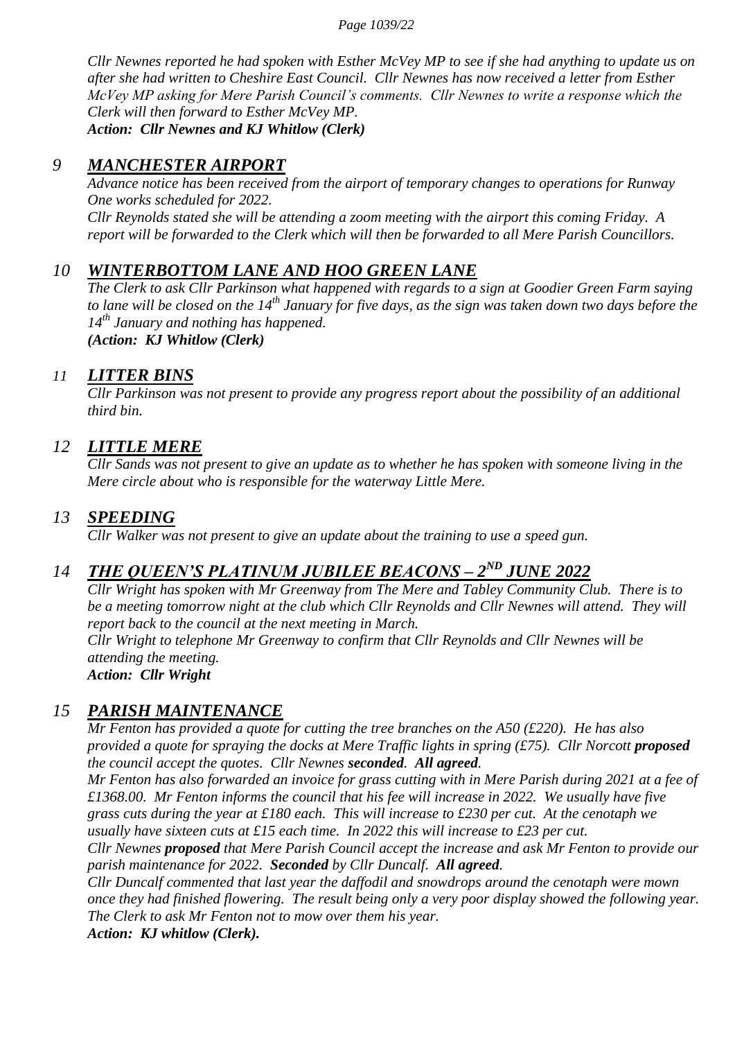*Cllr Newnes reported he had spoken with Esther McVey MP to see if she had anything to update us on after she had written to Cheshire East Council. Cllr Newnes has now received a letter from Esther McVey MP asking for Mere Parish Council's comments. Cllr Newnes to write a response which the Clerk will then forward to Esther McVey MP.*
***Action: Cllr Newnes and KJ Whitlow (Clerk)***

## *9 MANCHESTER AIRPORT*

*Advance notice has been received from the airport of temporary changes to operations for Runway One works scheduled for 2022.*
*Cllr Reynolds stated she will be attending a zoom meeting with the airport this coming Friday. A report will be forwarded to the Clerk which will then be forwarded to all Mere Parish Councillors.*

## *10 WINTERBOTTOM LANE AND HOO GREEN LANE*

*The Clerk to ask Cllr Parkinson what happened with regards to a sign at Goodier Green Farm saying to lane will be closed on the 14th January for five days, as the sign was taken down two days before the 14th January and nothing has happened.*
***(Action: KJ Whitlow (Clerk)***

## *11 LITTER BINS*

*Cllr Parkinson was not present to provide any progress report about the possibility of an additional third bin.*

## *12 LITTLE MERE*

*Cllr Sands was not present to give an update as to whether he has spoken with someone living in the Mere circle about who is responsible for the waterway Little Mere.*

## *13 SPEEDING*

*Cllr Walker was not present to give an update about the training to use a speed gun.*

## *14 THE QUEEN'S PLATINUM JUBILEE BEACONS – 2ND JUNE 2022*

*Cllr Wright has spoken with Mr Greenway from The Mere and Tabley Community Club. There is to be a meeting tomorrow night at the club which Cllr Reynolds and Cllr Newnes will attend. They will report back to the council at the next meeting in March.*
*Cllr Wright to telephone Mr Greenway to confirm that Cllr Reynolds and Cllr Newnes will be attending the meeting.*
***Action: Cllr Wright***

## *15 PARISH MAINTENANCE*

*Mr Fenton has provided a quote for cutting the tree branches on the A50 (£220). He has also provided a quote for spraying the docks at Mere Traffic lights in spring (£75). Cllr Norcott **proposed** the council accept the quotes. Cllr Newnes **seconded**. **All agreed**.*
*Mr Fenton has also forwarded an invoice for grass cutting with in Mere Parish during 2021 at a fee of £1368.00. Mr Fenton informs the council that his fee will increase in 2022. We usually have five grass cuts during the year at £180 each. This will increase to £230 per cut. At the cenotaph we usually have sixteen cuts at £15 each time. In 2022 this will increase to £23 per cut.*
*Cllr Newnes **proposed** that Mere Parish Council accept the increase and ask Mr Fenton to provide our parish maintenance for 2022. **Seconded** by Cllr Duncalf. **All agreed**.*
*Cllr Duncalf commented that last year the daffodil and snowdrops around the cenotaph were mown once they had finished flowering. The result being only a very poor display showed the following year. The Clerk to ask Mr Fenton not to mow over them his year.*
***Action: KJ whitlow (Clerk).***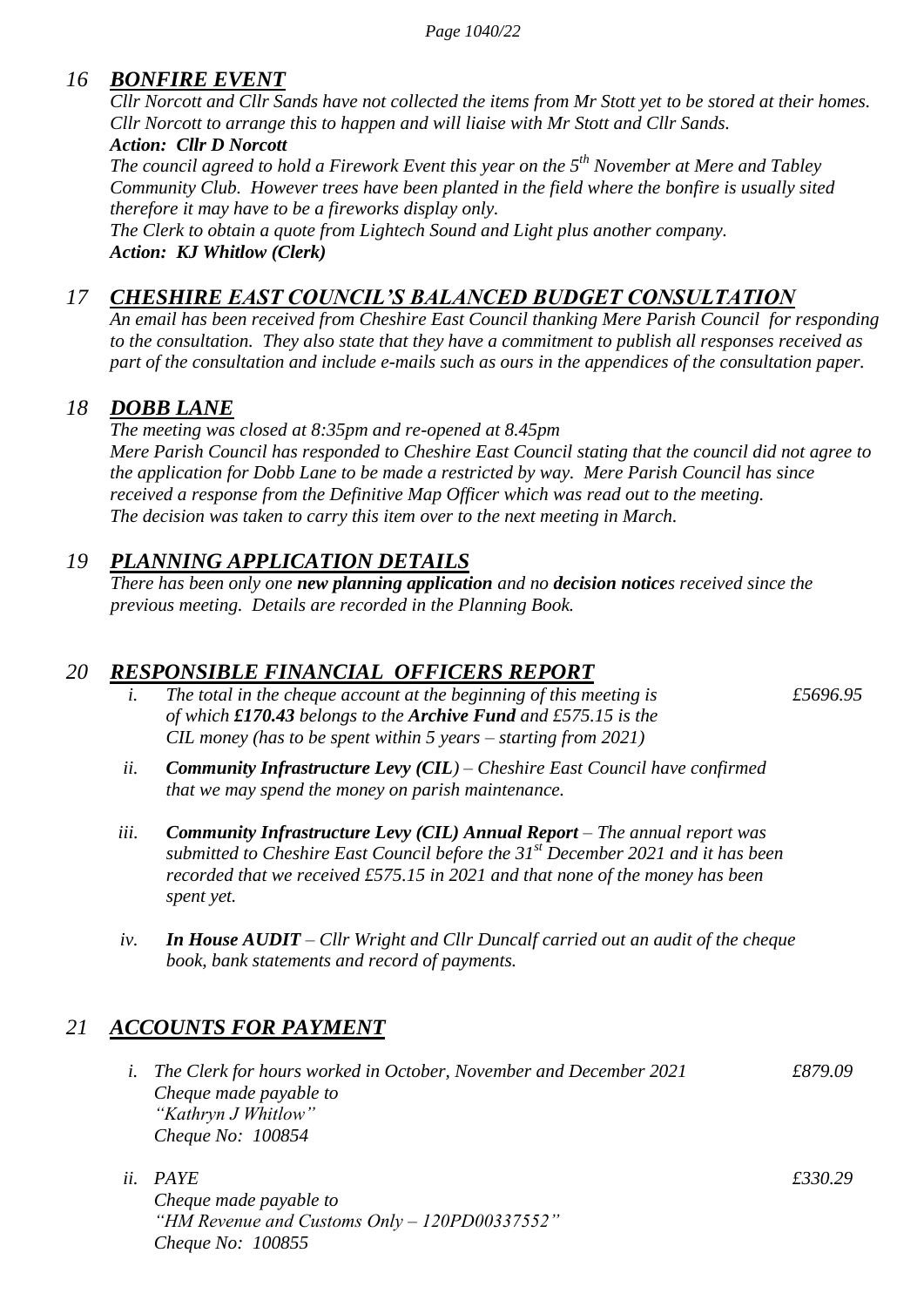## *16 BONFIRE EVENT*

*Cllr Norcott and Cllr Sands have not collected the items from Mr Stott yet to be stored at their homes. Cllr Norcott to arrange this to happen and will liaise with Mr Stott and Cllr Sands.*

***Action: Cllr D Norcott***

*The council agreed to hold a Firework Event this year on the 5th November at Mere and Tabley Community Club. However trees have been planted in the field where the bonfire is usually sited therefore it may have to be a fireworks display only.*

*The Clerk to obtain a quote from Lightech Sound and Light plus another company.*

***Action: KJ Whitlow (Clerk)***

## *17 CHESHIRE EAST COUNCIL'S BALANCED BUDGET CONSULTATION*

*An email has been received from Cheshire East Council thanking Mere Parish Council for responding to the consultation. They also state that they have a commitment to publish all responses received as part of the consultation and include e-mails such as ours in the appendices of the consultation paper.*

## *18 DOBB LANE*

*The meeting was closed at 8:35pm and re-opened at 8.45pm*

*Mere Parish Council has responded to Cheshire East Council stating that the council did not agree to the application for Dobb Lane to be made a restricted by way. Mere Parish Council has since received a response from the Definitive Map Officer which was read out to the meeting. The decision was taken to carry this item over to the next meeting in March.*

## *19 PLANNING APPLICATION DETAILS*

*There has been only one **new planning application** and no **decision notice**s received since the previous meeting. Details are recorded in the Planning Book.*

## *20 RESPONSIBLE FINANCIAL OFFICERS REPORT*

*i. The total in the cheque account at the beginning of this meeting is of which **£170.43** belongs to the **Archive Fund** and £575.15 is the CIL money (has to be spent within 5 years – starting from 2021)* — *£5696.95*

*ii. **Community Infrastructure Levy (CIL)** – Cheshire East Council have confirmed that we may spend the money on parish maintenance.*

*iii. **Community Infrastructure Levy (CIL) Annual Report** – The annual report was submitted to Cheshire East Council before the 31st December 2021 and it has been recorded that we received £575.15 in 2021 and that none of the money has been spent yet.*

*iv. **In House AUDIT** – Cllr Wright and Cllr Duncalf carried out an audit of the cheque book, bank statements and record of payments.*

## *21 ACCOUNTS FOR PAYMENT*

*i. The Clerk for hours worked in October, November and December 2021* — *£879.09*
*Cheque made payable to*
*"Kathryn J Whitlow"*
*Cheque No: 100854*

*ii. PAYE* — *£330.29*
*Cheque made payable to*
*"HM Revenue and Customs Only – 120PD00337552"*
*Cheque No: 100855*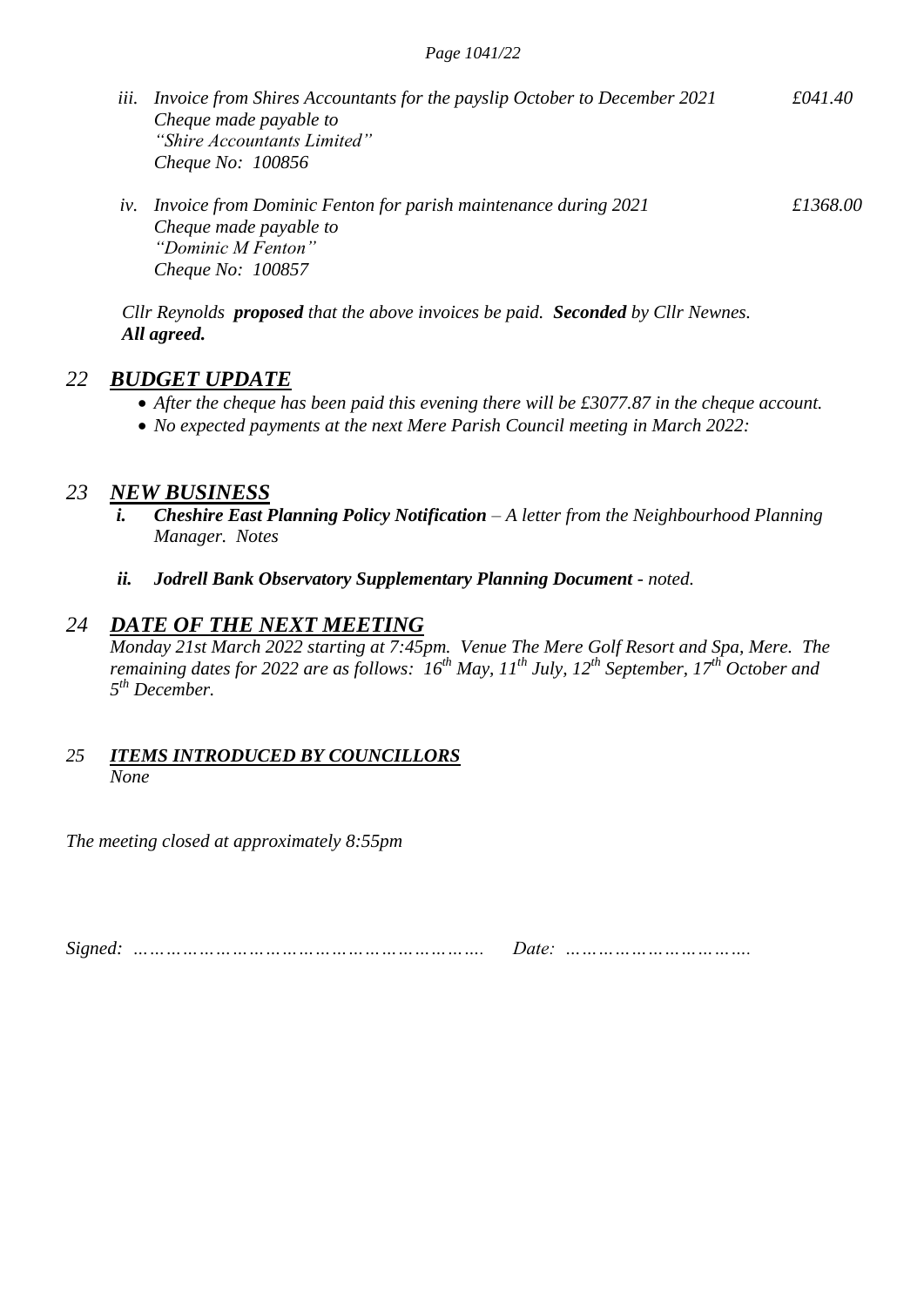iii. *Invoice from Shires Accountants for the payslip October to December 2021* — *£041.40*
*Cheque made payable to*
*"Shire Accountants Limited"*
*Cheque No: 100856*

iv. *Invoice from Dominic Fenton for parish maintenance during 2021* — *£1368.00*
*Cheque made payable to*
*"Dominic M Fenton"*
*Cheque No: 100857*

*Cllr Reynolds **proposed** that the above invoices be paid. **Seconded** by Cllr Newnes.*
***All agreed.***

## *22 BUDGET UPDATE*

- *After the cheque has been paid this evening there will be £3077.87 in the cheque account.*
- *No expected payments at the next Mere Parish Council meeting in March 2022:*

## *23 NEW BUSINESS*

***i. Cheshire East Planning Policy Notification*** *– A letter from the Neighbourhood Planning Manager. Notes*

***ii. Jodrell Bank Observatory Supplementary Planning Document*** *- noted.*

## *24 DATE OF THE NEXT MEETING*

*Monday 21st March 2022 starting at 7:45pm. Venue The Mere Golf Resort and Spa, Mere. The remaining dates for 2022 are as follows: 16th May, 11th July, 12th September, 17th October and 5th December.*

### *25 ITEMS INTRODUCED BY COUNCILLORS*

*None*

*The meeting closed at approximately 8:55pm*

*Signed: ……………………………………………………. Date: ………………………….*